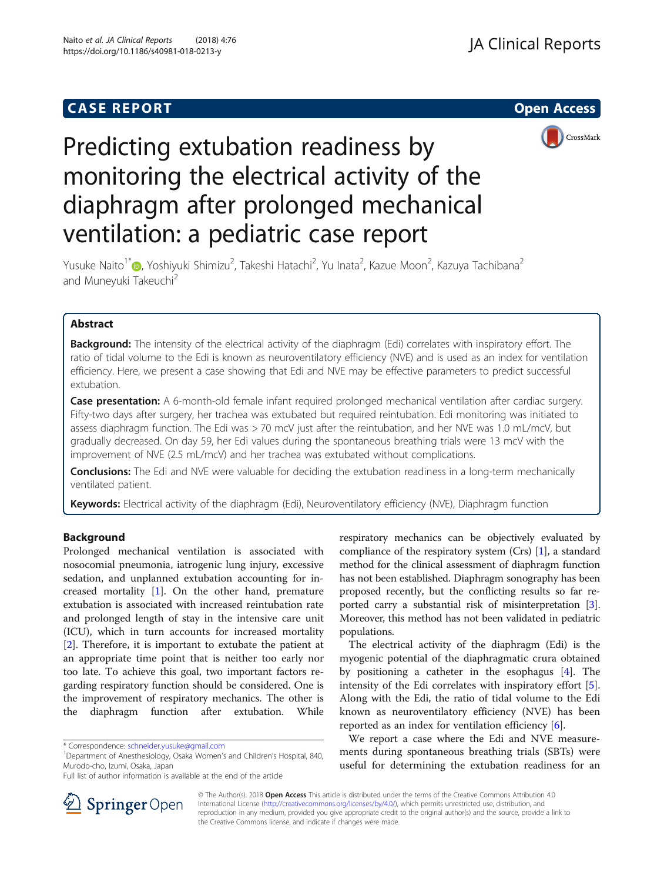CASE REPORT

Open Access

# Predicting extubation readiness by monitoring the electrical activity of the diaphragm after prolonged mechanical ventilation: a pediatric case report

Yusuke Naito[1*], Yoshiyuki Shimizu[2], Takeshi Hatachi[2], Yu Inata[2], Kazue Moon[2], Kazuya Tachibana[2] and Muneyuki Takeuchi[2]

## Abstract

**Background:** The intensity of the electrical activity of the diaphragm (Edi) correlates with inspiratory effort. The ratio of tidal volume to the Edi is known as neuroventilatory efficiency (NVE) and is used as an index for ventilation efficiency. Here, we present a case showing that Edi and NVE may be effective parameters to predict successful extubation.

**Case presentation:** A 6-month-old female infant required prolonged mechanical ventilation after cardiac surgery. Fifty-two days after surgery, her trachea was extubated but required reintubation. Edi monitoring was initiated to assess diaphragm function. The Edi was > 70 mcV just after the reintubation, and her NVE was 1.0 mL/mcV, but gradually decreased. On day 59, her Edi values during the spontaneous breathing trials were 13 mcV with the improvement of NVE (2.5 mL/mcV) and her trachea was extubated without complications.

**Conclusions:** The Edi and NVE were valuable for deciding the extubation readiness in a long-term mechanically ventilated patient.

**Keywords:** Electrical activity of the diaphragm (Edi), Neuroventilatory efficiency (NVE), Diaphragm function

## Background

Prolonged mechanical ventilation is associated with nosocomial pneumonia, iatrogenic lung injury, excessive sedation, and unplanned extubation accounting for increased mortality [1]. On the other hand, premature extubation is associated with increased reintubation rate and prolonged length of stay in the intensive care unit (ICU), which in turn accounts for increased mortality [2]. Therefore, it is important to extubate the patient at an appropriate time point that is neither too early nor too late. To achieve this goal, two important factors regarding respiratory function should be considered. One is the improvement of respiratory mechanics. The other is the diaphragm function after extubation. While respiratory mechanics can be objectively evaluated by compliance of the respiratory system (Crs) [1], a standard method for the clinical assessment of diaphragm function has not been established. Diaphragm sonography has been proposed recently, but the conflicting results so far reported carry a substantial risk of misinterpretation [3]. Moreover, this method has not been validated in pediatric populations.

The electrical activity of the diaphragm (Edi) is the myogenic potential of the diaphragmatic crura obtained by positioning a catheter in the esophagus [4]. The intensity of the Edi correlates with inspiratory effort [5]. Along with the Edi, the ratio of tidal volume to the Edi known as neuroventilatory efficiency (NVE) has been reported as an index for ventilation efficiency [6].

We report a case where the Edi and NVE measurements during spontaneous breathing trials (SBTs) were useful for determining the extubation readiness for an

* Correspondence: schneider.yusuke@gmail.com
[1]Department of Anesthesiology, Osaka Women's and Children's Hospital, 840, Murodo-cho, Izumi, Osaka, Japan
Full list of author information is available at the end of the article

© The Author(s). 2018 **Open Access** This article is distributed under the terms of the Creative Commons Attribution 4.0 International License (http://creativecommons.org/licenses/by/4.0/), which permits unrestricted use, distribution, and reproduction in any medium, provided you give appropriate credit to the original author(s) and the source, provide a link to the Creative Commons license, and indicate if changes were made.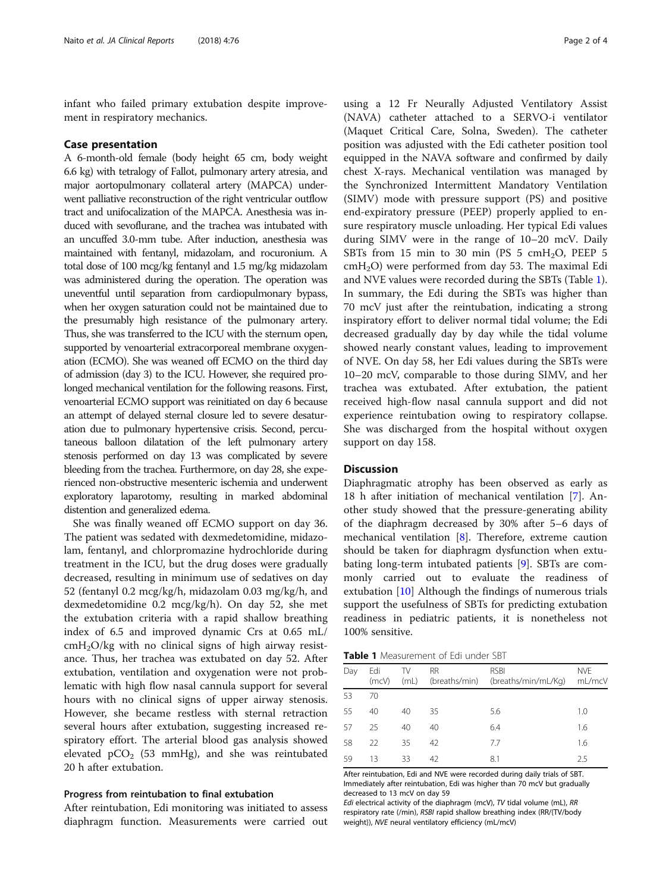infant who failed primary extubation despite improvement in respiratory mechanics.

## Case presentation

A 6-month-old female (body height 65 cm, body weight 6.6 kg) with tetralogy of Fallot, pulmonary artery atresia, and major aortopulmonary collateral artery (MAPCA) underwent palliative reconstruction of the right ventricular outflow tract and unifocalization of the MAPCA. Anesthesia was induced with sevoflurane, and the trachea was intubated with an uncuffed 3.0-mm tube. After induction, anesthesia was maintained with fentanyl, midazolam, and rocuronium. A total dose of 100 mcg/kg fentanyl and 1.5 mg/kg midazolam was administered during the operation. The operation was uneventful until separation from cardiopulmonary bypass, when her oxygen saturation could not be maintained due to the presumably high resistance of the pulmonary artery. Thus, she was transferred to the ICU with the sternum open, supported by venoarterial extracorporeal membrane oxygenation (ECMO). She was weaned off ECMO on the third day of admission (day 3) to the ICU. However, she required prolonged mechanical ventilation for the following reasons. First, venoarterial ECMO support was reinitiated on day 6 because an attempt of delayed sternal closure led to severe desaturation due to pulmonary hypertensive crisis. Second, percutaneous balloon dilatation of the left pulmonary artery stenosis performed on day 13 was complicated by severe bleeding from the trachea. Furthermore, on day 28, she experienced non-obstructive mesenteric ischemia and underwent exploratory laparotomy, resulting in marked abdominal distention and generalized edema.

She was finally weaned off ECMO support on day 36. The patient was sedated with dexmedetomidine, midazolam, fentanyl, and chlorpromazine hydrochloride during treatment in the ICU, but the drug doses were gradually decreased, resulting in minimum use of sedatives on day 52 (fentanyl 0.2 mcg/kg/h, midazolam 0.03 mg/kg/h, and dexmedetomidine 0.2 mcg/kg/h). On day 52, she met the extubation criteria with a rapid shallow breathing index of 6.5 and improved dynamic Crs at 0.65 mL/$cmH_2O$/kg with no clinical signs of high airway resistance. Thus, her trachea was extubated on day 52. After extubation, ventilation and oxygenation were not problematic with high flow nasal cannula support for several hours with no clinical signs of upper airway stenosis. However, she became restless with sternal retraction several hours after extubation, suggesting increased respiratory effort. The arterial blood gas analysis showed elevated $pCO_2$ (53 mmHg), and she was reintubated 20 h after extubation.

### Progress from reintubation to final extubation

After reintubation, Edi monitoring was initiated to assess diaphragm function. Measurements were carried out using a 12 Fr Neurally Adjusted Ventilatory Assist (NAVA) catheter attached to a SERVO-i ventilator (Maquet Critical Care, Solna, Sweden). The catheter position was adjusted with the Edi catheter position tool equipped in the NAVA software and confirmed by daily chest X-rays. Mechanical ventilation was managed by the Synchronized Intermittent Mandatory Ventilation (SIMV) mode with pressure support (PS) and positive end-expiratory pressure (PEEP) properly applied to ensure respiratory muscle unloading. Her typical Edi values during SIMV were in the range of 10–20 mcV. Daily SBTs from 15 min to 30 min (PS 5 $cmH_2O$, PEEP 5 $cmH_2O$) were performed from day 53. The maximal Edi and NVE values were recorded during the SBTs (Table 1). In summary, the Edi during the SBTs was higher than 70 mcV just after the reintubation, indicating a strong inspiratory effort to deliver normal tidal volume; the Edi decreased gradually day by day while the tidal volume showed nearly constant values, leading to improvement of NVE. On day 58, her Edi values during the SBTs were 10–20 mcV, comparable to those during SIMV, and her trachea was extubated. After extubation, the patient received high-flow nasal cannula support and did not experience reintubation owing to respiratory collapse. She was discharged from the hospital without oxygen support on day 158.

## Discussion

Diaphragmatic atrophy has been observed as early as 18 h after initiation of mechanical ventilation [7]. Another study showed that the pressure-generating ability of the diaphragm decreased by 30% after 5–6 days of mechanical ventilation [8]. Therefore, extreme caution should be taken for diaphragm dysfunction when extubating long-term intubated patients [9]. SBTs are commonly carried out to evaluate the readiness of extubation [10] Although the findings of numerous trials support the usefulness of SBTs for predicting extubation readiness in pediatric patients, it is nonetheless not 100% sensitive.

**Table 1** Measurement of Edi under SBT

| Day | Edi (mcV) | TV (mL) | RR (breaths/min) | RSBI (breaths/min/mL/Kg) | NVE mL/mcV |
|---|---|---|---|---|---|
| 53 | 70 | | | | |
| 55 | 40 | 40 | 35 | 5.6 | 1.0 |
| 57 | 25 | 40 | 40 | 6.4 | 1.6 |
| 58 | 22 | 35 | 42 | 7.7 | 1.6 |
| 59 | 13 | 33 | 42 | 8.1 | 2.5 |

After reintubation, Edi and NVE were recorded during daily trials of SBT. Immediately after reintubation, Edi was higher than 70 mcV but gradually decreased to 13 mcV on day 59

*Edi* electrical activity of the diaphragm (mcV), *TV* tidal volume (mL), *RR* respiratory rate (/min), *RSBI* rapid shallow breathing index (RR/{TV/body weight}), *NVE* neural ventilatory efficiency (mL/mcV)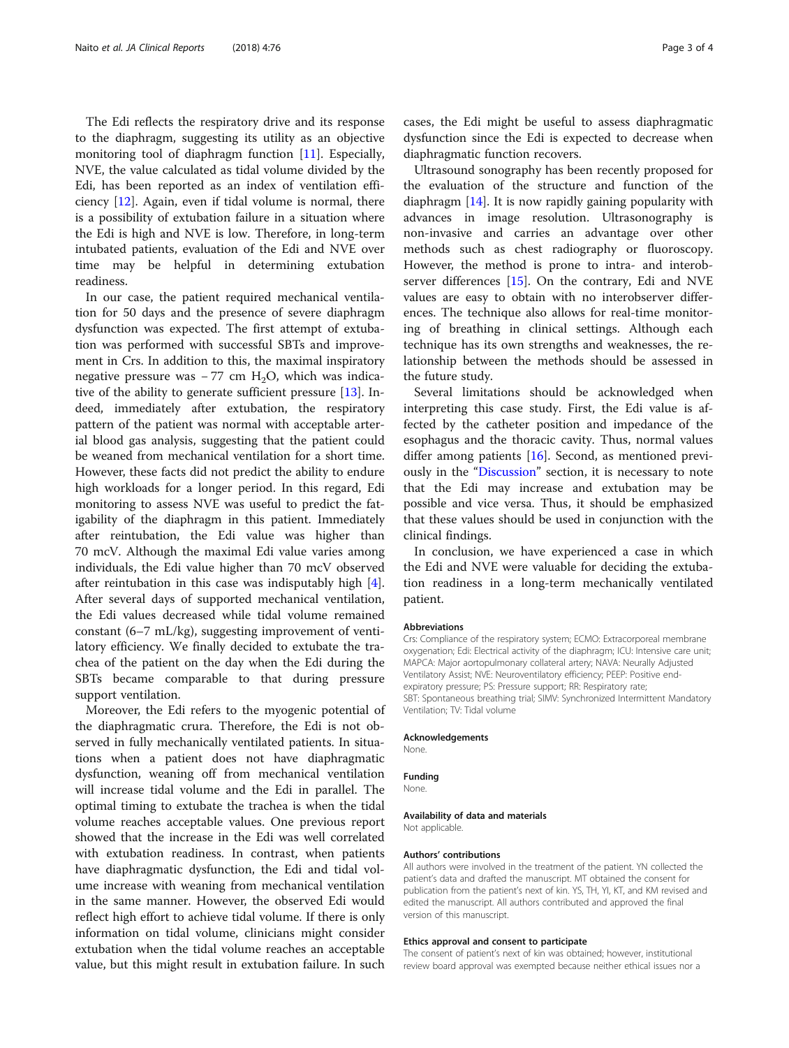The Edi reflects the respiratory drive and its response to the diaphragm, suggesting its utility as an objective monitoring tool of diaphragm function [11]. Especially, NVE, the value calculated as tidal volume divided by the Edi, has been reported as an index of ventilation efficiency [12]. Again, even if tidal volume is normal, there is a possibility of extubation failure in a situation where the Edi is high and NVE is low. Therefore, in long-term intubated patients, evaluation of the Edi and NVE over time may be helpful in determining extubation readiness.

In our case, the patient required mechanical ventilation for 50 days and the presence of severe diaphragm dysfunction was expected. The first attempt of extubation was performed with successful SBTs and improvement in Crs. In addition to this, the maximal inspiratory negative pressure was − 77 cm $H_2O$, which was indicative of the ability to generate sufficient pressure [13]. Indeed, immediately after extubation, the respiratory pattern of the patient was normal with acceptable arterial blood gas analysis, suggesting that the patient could be weaned from mechanical ventilation for a short time. However, these facts did not predict the ability to endure high workloads for a longer period. In this regard, Edi monitoring to assess NVE was useful to predict the fatigability of the diaphragm in this patient. Immediately after reintubation, the Edi value was higher than 70 mcV. Although the maximal Edi value varies among individuals, the Edi value higher than 70 mcV observed after reintubation in this case was indisputably high [4]. After several days of supported mechanical ventilation, the Edi values decreased while tidal volume remained constant (6–7 mL/kg), suggesting improvement of ventilatory efficiency. We finally decided to extubate the trachea of the patient on the day when the Edi during the SBTs became comparable to that during pressure support ventilation.

Moreover, the Edi refers to the myogenic potential of the diaphragmatic crura. Therefore, the Edi is not observed in fully mechanically ventilated patients. In situations when a patient does not have diaphragmatic dysfunction, weaning off from mechanical ventilation will increase tidal volume and the Edi in parallel. The optimal timing to extubate the trachea is when the tidal volume reaches acceptable values. One previous report showed that the increase in the Edi was well correlated with extubation readiness. In contrast, when patients have diaphragmatic dysfunction, the Edi and tidal volume increase with weaning from mechanical ventilation in the same manner. However, the observed Edi would reflect high effort to achieve tidal volume. If there is only information on tidal volume, clinicians might consider extubation when the tidal volume reaches an acceptable value, but this might result in extubation failure. In such cases, the Edi might be useful to assess diaphragmatic dysfunction since the Edi is expected to decrease when diaphragmatic function recovers.

Ultrasound sonography has been recently proposed for the evaluation of the structure and function of the diaphragm [14]. It is now rapidly gaining popularity with advances in image resolution. Ultrasonography is non-invasive and carries an advantage over other methods such as chest radiography or fluoroscopy. However, the method is prone to intra- and interobserver differences [15]. On the contrary, Edi and NVE values are easy to obtain with no interobserver differences. The technique also allows for real-time monitoring of breathing in clinical settings. Although each technique has its own strengths and weaknesses, the relationship between the methods should be assessed in the future study.

Several limitations should be acknowledged when interpreting this case study. First, the Edi value is affected by the catheter position and impedance of the esophagus and the thoracic cavity. Thus, normal values differ among patients [16]. Second, as mentioned previously in the "Discussion" section, it is necessary to note that the Edi may increase and extubation may be possible and vice versa. Thus, it should be emphasized that these values should be used in conjunction with the clinical findings.

In conclusion, we have experienced a case in which the Edi and NVE were valuable for deciding the extubation readiness in a long-term mechanically ventilated patient.

#### Abbreviations

Crs: Compliance of the respiratory system; ECMO: Extracorporeal membrane oxygenation; Edi: Electrical activity of the diaphragm; ICU: Intensive care unit; MAPCA: Major aortopulmonary collateral artery; NAVA: Neurally Adjusted Ventilatory Assist; NVE: Neuroventilatory efficiency; PEEP: Positive end-expiratory pressure; PS: Pressure support; RR: Respiratory rate; SBT: Spontaneous breathing trial; SIMV: Synchronized Intermittent Mandatory Ventilation; TV: Tidal volume

#### Acknowledgements

None.

#### Funding

None.

#### Availability of data and materials

Not applicable.

#### Authors' contributions

All authors were involved in the treatment of the patient. YN collected the patient's data and drafted the manuscript. MT obtained the consent for publication from the patient's next of kin. YS, TH, YI, KT, and KM revised and edited the manuscript. All authors contributed and approved the final version of this manuscript.

#### Ethics approval and consent to participate

The consent of patient's next of kin was obtained; however, institutional review board approval was exempted because neither ethical issues nor a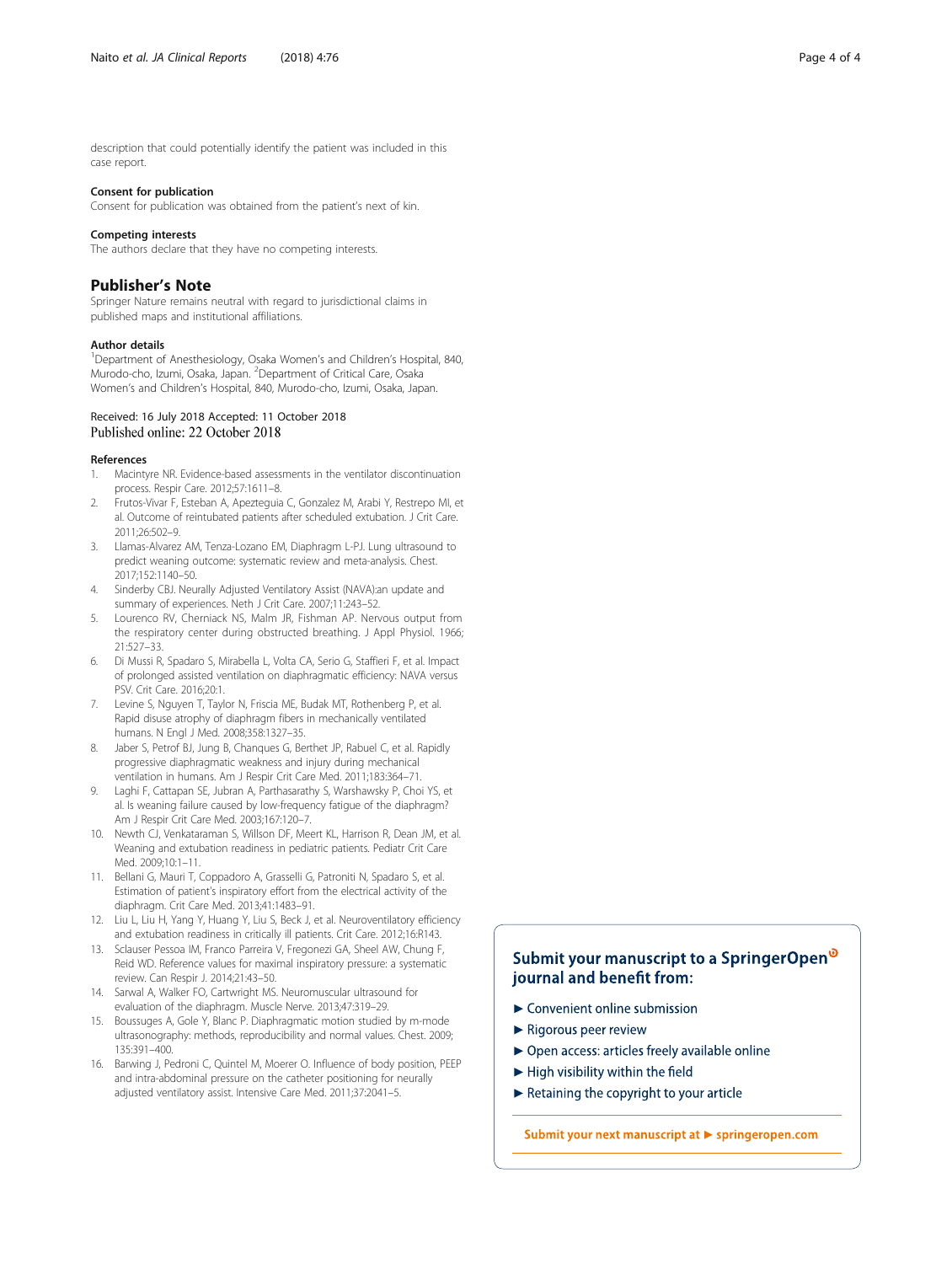description that could potentially identify the patient was included in this case report.

#### Consent for publication
Consent for publication was obtained from the patient's next of kin.

#### Competing interests
The authors declare that they have no competing interests.

## Publisher's Note

Springer Nature remains neutral with regard to jurisdictional claims in published maps and institutional affiliations.

#### Author details
[1]Department of Anesthesiology, Osaka Women's and Children's Hospital, 840, Murodo-cho, Izumi, Osaka, Japan. [2]Department of Critical Care, Osaka Women's and Children's Hospital, 840, Murodo-cho, Izumi, Osaka, Japan.

Received: 16 July 2018 Accepted: 11 October 2018
Published online: 22 October 2018

#### References

1. Macintyre NR. Evidence-based assessments in the ventilator discontinuation process. Respir Care. 2012;57:1611–8.
2. Frutos-Vivar F, Esteban A, Apezteguia C, Gonzalez M, Arabi Y, Restrepo MI, et al. Outcome of reintubated patients after scheduled extubation. J Crit Care. 2011;26:502–9.
3. Llamas-Alvarez AM, Tenza-Lozano EM, Diaphragm L-PJ. Lung ultrasound to predict weaning outcome: systematic review and meta-analysis. Chest. 2017;152:1140–50.
4. Sinderby CBJ. Neurally Adjusted Ventilatory Assist (NAVA):an update and summary of experiences. Neth J Crit Care. 2007;11:243–52.
5. Lourenco RV, Cherniack NS, Malm JR, Fishman AP. Nervous output from the respiratory center during obstructed breathing. J Appl Physiol. 1966; 21:527–33.
6. Di Mussi R, Spadaro S, Mirabella L, Volta CA, Serio G, Staffieri F, et al. Impact of prolonged assisted ventilation on diaphragmatic efficiency: NAVA versus PSV. Crit Care. 2016;20:1.
7. Levine S, Nguyen T, Taylor N, Friscia ME, Budak MT, Rothenberg P, et al. Rapid disuse atrophy of diaphragm fibers in mechanically ventilated humans. N Engl J Med. 2008;358:1327–35.
8. Jaber S, Petrof BJ, Jung B, Chanques G, Berthet JP, Rabuel C, et al. Rapidly progressive diaphragmatic weakness and injury during mechanical ventilation in humans. Am J Respir Crit Care Med. 2011;183:364–71.
9. Laghi F, Cattapan SE, Jubran A, Parthasarathy S, Warshawsky P, Choi YS, et al. Is weaning failure caused by low-frequency fatigue of the diaphragm? Am J Respir Crit Care Med. 2003;167:120–7.
10. Newth CJ, Venkataraman S, Willson DF, Meert KL, Harrison R, Dean JM, et al. Weaning and extubation readiness in pediatric patients. Pediatr Crit Care Med. 2009;10:1–11.
11. Bellani G, Mauri T, Coppadoro A, Grasselli G, Patroniti N, Spadaro S, et al. Estimation of patient's inspiratory effort from the electrical activity of the diaphragm. Crit Care Med. 2013;41:1483–91.
12. Liu L, Liu H, Yang Y, Huang Y, Liu S, Beck J, et al. Neuroventilatory efficiency and extubation readiness in critically ill patients. Crit Care. 2012;16:R143.
13. Sclauser Pessoa IM, Franco Parreira V, Fregonezi GA, Sheel AW, Chung F, Reid WD. Reference values for maximal inspiratory pressure: a systematic review. Can Respir J. 2014;21:43–50.
14. Sarwal A, Walker FO, Cartwright MS. Neuromuscular ultrasound for evaluation of the diaphragm. Muscle Nerve. 2013;47:319–29.
15. Boussuges A, Gole Y, Blanc P. Diaphragmatic motion studied by m-mode ultrasonography: methods, reproducibility and normal values. Chest. 2009; 135:391–400.
16. Barwing J, Pedroni C, Quintel M, Moerer O. Influence of body position, PEEP and intra-abdominal pressure on the catheter positioning for neurally adjusted ventilatory assist. Intensive Care Med. 2011;37:2041–5.